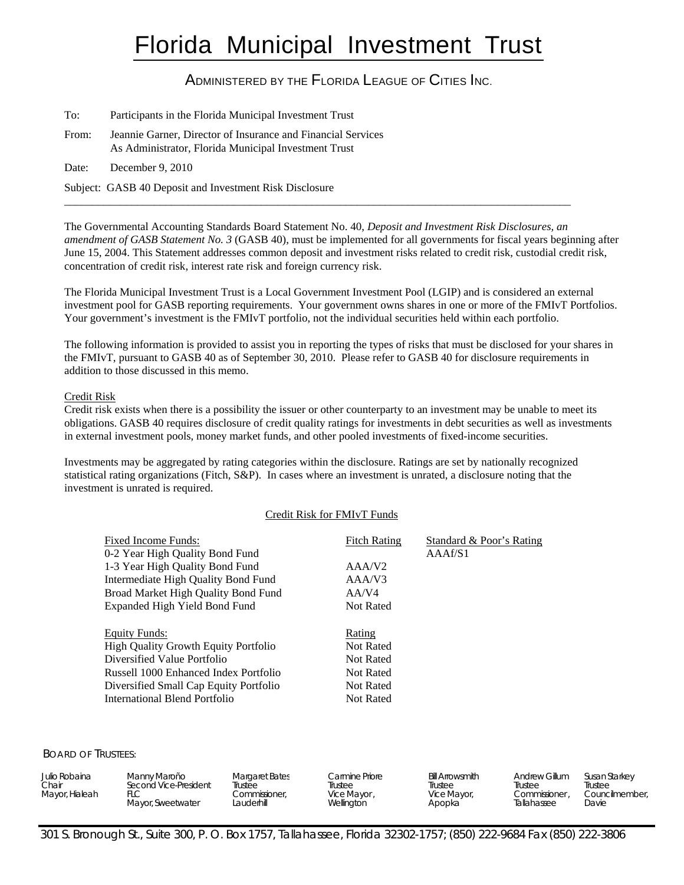# Florida Municipal Investment Trust

ADMINISTERED BY THE FLORIDA LEAGUE OF CITIES INC.

To: Participants in the Florida Municipal Investment Trust

From: Jeannie Garner, Director of Insurance and Financial Services
As Administrator, Florida Municipal Investment Trust

Date: December 9, 2010

Subject: GASB 40 Deposit and Investment Risk Disclosure

---

The Governmental Accounting Standards Board Statement No. 40, *Deposit and Investment Risk Disclosures, an amendment of GASB Statement No. 3* (GASB 40), must be implemented for all governments for fiscal years beginning after June 15, 2004. This Statement addresses common deposit and investment risks related to credit risk, custodial credit risk, concentration of credit risk, interest rate risk and foreign currency risk.

The Florida Municipal Investment Trust is a Local Government Investment Pool (LGIP) and is considered an external investment pool for GASB reporting requirements. Your government owns shares in one or more of the FMIvT Portfolios. Your government's investment is the FMIvT portfolio, not the individual securities held within each portfolio.

The following information is provided to assist you in reporting the types of risks that must be disclosed for your shares in the FMIvT, pursuant to GASB 40 as of September 30, 2010. Please refer to GASB 40 for disclosure requirements in addition to those discussed in this memo.

Credit Risk

Credit risk exists when there is a possibility the issuer or other counterparty to an investment may be unable to meet its obligations. GASB 40 requires disclosure of credit quality ratings for investments in debt securities as well as investments in external investment pools, money market funds, and other pooled investments of fixed-income securities.

Investments may be aggregated by rating categories within the disclosure. Ratings are set by nationally recognized statistical rating organizations (Fitch, S&P). In cases where an investment is unrated, a disclosure noting that the investment is unrated is required.

Credit Risk for FMIvT Funds

| Fixed Income Funds: | Fitch Rating | Standard & Poor's Rating |
|---|---|---|
| 0-2 Year High Quality Bond Fund | | AAAf/S1 |
| 1-3 Year High Quality Bond Fund | AAA/V2 | |
| Intermediate High Quality Bond Fund | AAA/V3 | |
| Broad Market High Quality Bond Fund | AA/V4 | |
| Expanded High Yield Bond Fund | Not Rated | |
| | | |
| **Equity Funds:** | **Rating** | |
| High Quality Growth Equity Portfolio | Not Rated | |
| Diversified Value Portfolio | Not Rated | |
| Russell 1000 Enhanced Index Portfolio | Not Rated | |
| Diversified Small Cap Equity Portfolio | Not Rated | |
| International Blend Portfolio | Not Rated | |

BOARD OF TRUSTEES:

| | | | | | | |
|---|---|---|---|---|---|---|
| Julio Robaina<br>Chair<br>Mayor, Hialeah | Manny Maroño<br>Second Vice-President<br>FLC<br>Mayor, Sweetwater | Margaret Bates<br>Trustee<br>Commissioner, Lauderhill | Carmine Priore<br>Trustee<br>Vice Mayor, Wellington | Bill Arrowsmith<br>Trustee<br>Vice Mayor, Apopka | Andrew Gillum<br>Trustee<br>Commissioner, Tallahassee | Susan Starkey<br>Trustee<br>Councilmember, Davie |

301 S. Bronough St., Suite 300, P. O. Box 1757, Tallahassee, Florida 32302-1757; (850) 222-9684 Fax (850) 222-3806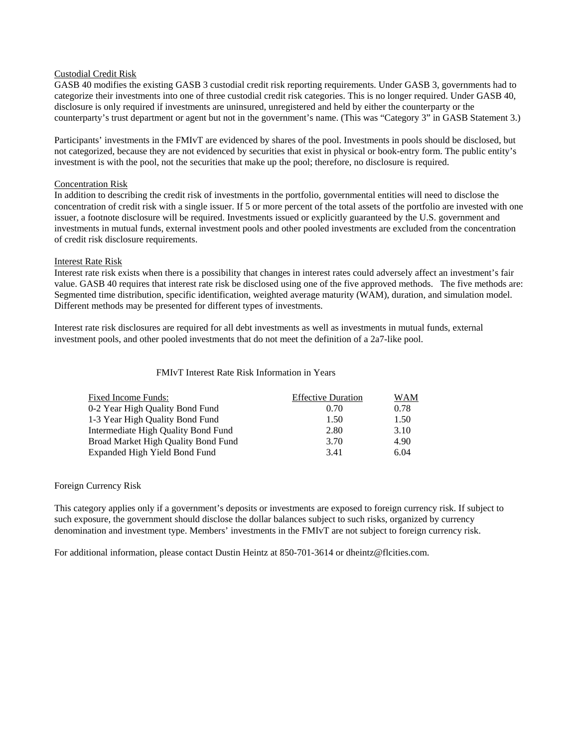Custodial Credit Risk

GASB 40 modifies the existing GASB 3 custodial credit risk reporting requirements. Under GASB 3, governments had to categorize their investments into one of three custodial credit risk categories. This is no longer required. Under GASB 40, disclosure is only required if investments are uninsured, unregistered and held by either the counterparty or the counterparty's trust department or agent but not in the government's name. (This was "Category 3" in GASB Statement 3.)

Participants' investments in the FMIvT are evidenced by shares of the pool. Investments in pools should be disclosed, but not categorized, because they are not evidenced by securities that exist in physical or book-entry form. The public entity's investment is with the pool, not the securities that make up the pool; therefore, no disclosure is required.

Concentration Risk

In addition to describing the credit risk of investments in the portfolio, governmental entities will need to disclose the concentration of credit risk with a single issuer. If 5 or more percent of the total assets of the portfolio are invested with one issuer, a footnote disclosure will be required. Investments issued or explicitly guaranteed by the U.S. government and investments in mutual funds, external investment pools and other pooled investments are excluded from the concentration of credit risk disclosure requirements.

Interest Rate Risk

Interest rate risk exists when there is a possibility that changes in interest rates could adversely affect an investment's fair value. GASB 40 requires that interest rate risk be disclosed using one of the five approved methods. The five methods are: Segmented time distribution, specific identification, weighted average maturity (WAM), duration, and simulation model. Different methods may be presented for different types of investments.

Interest rate risk disclosures are required for all debt investments as well as investments in mutual funds, external investment pools, and other pooled investments that do not meet the definition of a 2a7-like pool.

FMIvT Interest Rate Risk Information in Years

| Fixed Income Funds: | Effective Duration | WAM |
|---|---|---|
| 0-2 Year High Quality Bond Fund | 0.70 | 0.78 |
| 1-3 Year High Quality Bond Fund | 1.50 | 1.50 |
| Intermediate High Quality Bond Fund | 2.80 | 3.10 |
| Broad Market High Quality Bond Fund | 3.70 | 4.90 |
| Expanded High Yield Bond Fund | 3.41 | 6.04 |

Foreign Currency Risk

This category applies only if a government's deposits or investments are exposed to foreign currency risk. If subject to such exposure, the government should disclose the dollar balances subject to such risks, organized by currency denomination and investment type. Members' investments in the FMIvT are not subject to foreign currency risk.

For additional information, please contact Dustin Heintz at 850-701-3614 or dheintz@flcities.com.